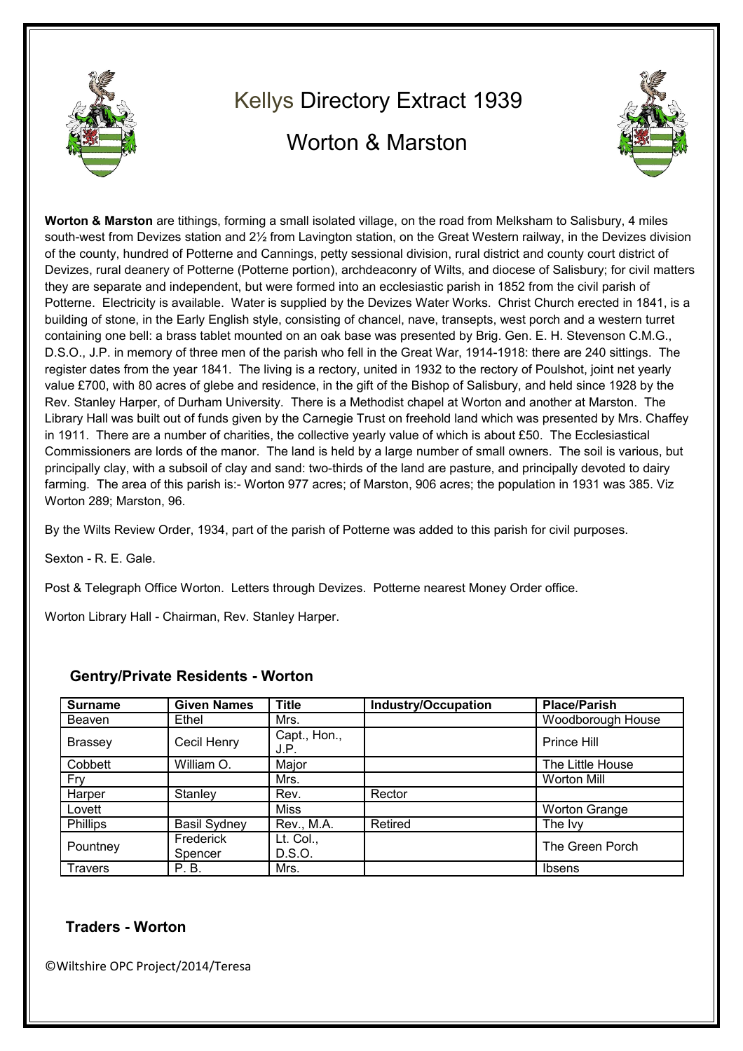# Kellys Directory Extract 1939

## Worton & Marston

**Worton & Marston** are tithings, forming a small isolated village, on the road from Melksham to Salisbury, 4 miles south-west from Devizes station and 2½ from Lavington station, on the Great Western railway, in the Devizes division of the county, hundred of Potterne and Cannings, petty sessional division, rural district and county court district of Devizes, rural deanery of Potterne (Potterne portion), archdeaconry of Wilts, and diocese of Salisbury; for civil matters they are separate and independent, but were formed into an ecclesiastic parish in 1852 from the civil parish of Potterne. Electricity is available. Water is supplied by the Devizes Water Works. Christ Church erected in 1841, is a building of stone, in the Early English style, consisting of chancel, nave, transepts, west porch and a western turret containing one bell: a brass tablet mounted on an oak base was presented by Brig. Gen. E. H. Stevenson C.M.G., D.S.O., J.P. in memory of three men of the parish who fell in the Great War, 1914-1918: there are 240 sittings. The register dates from the year 1841. The living is a rectory, united in 1932 to the rectory of Poulshot, joint net yearly value £700, with 80 acres of glebe and residence, in the gift of the Bishop of Salisbury, and held since 1928 by the Rev. Stanley Harper, of Durham University. There is a Methodist chapel at Worton and another at Marston. The Library Hall was built out of funds given by the Carnegie Trust on freehold land which was presented by Mrs. Chaffey in 1911. There are a number of charities, the collective yearly value of which is about £50. The Ecclesiastical Commissioners are lords of the manor. The land is held by a large number of small owners. The soil is various, but principally clay, with a subsoil of clay and sand: two-thirds of the land are pasture, and principally devoted to dairy farming. The area of this parish is:- Worton 977 acres; of Marston, 906 acres; the population in 1931 was 385. Viz Worton 289; Marston, 96.

By the Wilts Review Order, 1934, part of the parish of Potterne was added to this parish for civil purposes.

Sexton - R. E. Gale.

Post & Telegraph Office Worton. Letters through Devizes. Potterne nearest Money Order office.

Worton Library Hall - Chairman, Rev. Stanley Harper.

### Gentry/Private Residents - Worton

| Surname | Given Names | Title | Industry/Occupation | Place/Parish |
|---|---|---|---|---|
| Beaven | Ethel | Mrs. | | Woodborough House |
| Brassey | Cecil Henry | Capt., Hon., J.P. | | Prince Hill |
| Cobbett | William O. | Major | | The Little House |
| Fry | | Mrs. | | Worton Mill |
| Harper | Stanley | Rev. | Rector | |
| Lovett | | Miss | | Worton Grange |
| Phillips | Basil Sydney | Rev., M.A. | Retired | The Ivy |
| Pountney | Frederick Spencer | Lt. Col., D.S.O. | | The Green Porch |
| Travers | P. B. | Mrs. | | Ibsens |

### Traders - Worton

©Wiltshire OPC Project/2014/Teresa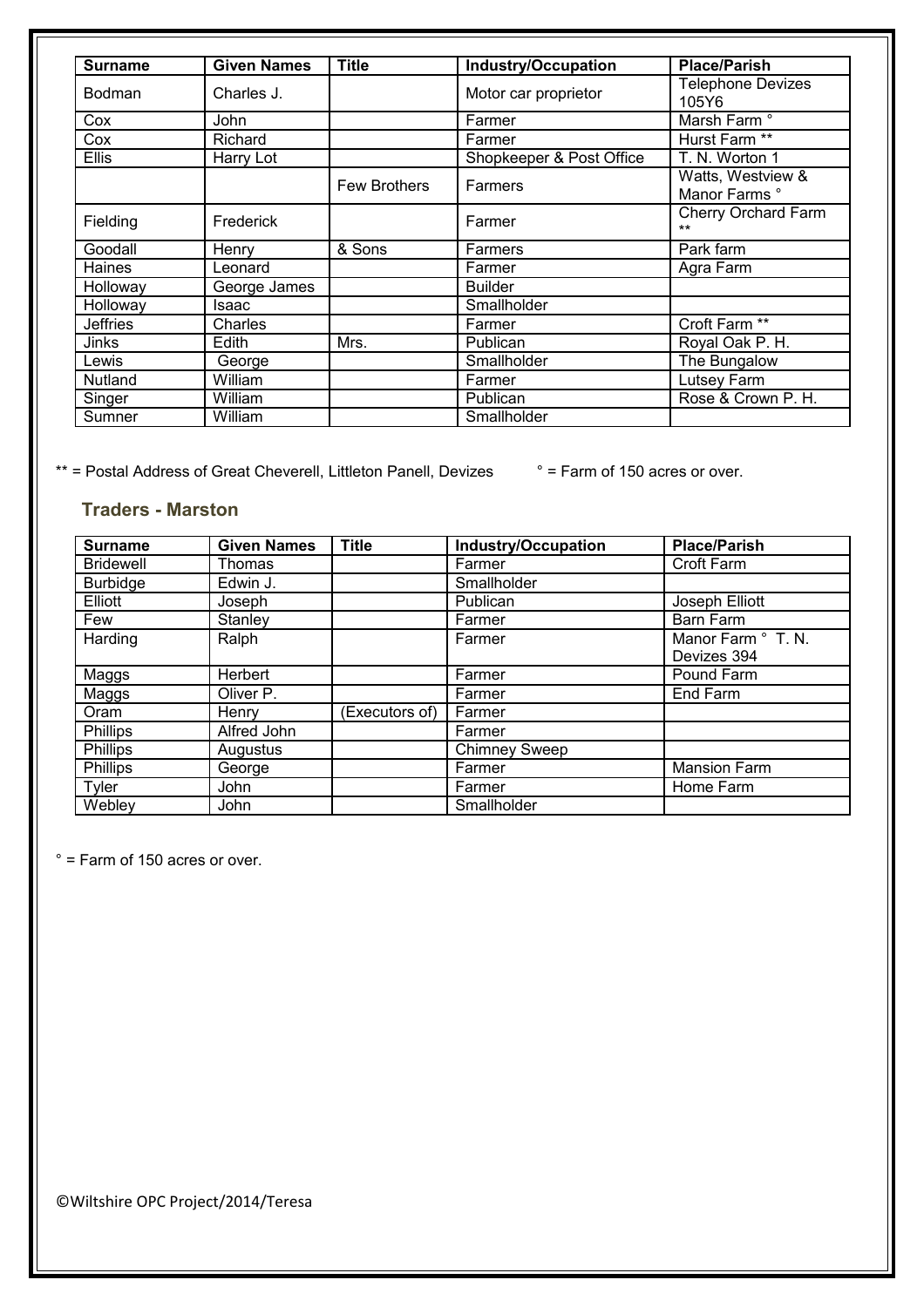| Surname | Given Names | Title | Industry/Occupation | Place/Parish |
|---|---|---|---|---|
| Bodman | Charles J. | | Motor car proprietor | Telephone Devizes 105Y6 |
| Cox | John | | Farmer | Marsh Farm ° |
| Cox | Richard | | Farmer | Hurst Farm ** |
| Ellis | Harry Lot | | Shopkeeper & Post Office | T. N. Worton 1 |
| | | Few Brothers | Farmers | Watts, Westview & Manor Farms ° |
| Fielding | Frederick | | Farmer | Cherry Orchard Farm ** |
| Goodall | Henry | & Sons | Farmers | Park farm |
| Haines | Leonard | | Farmer | Agra Farm |
| Holloway | George James | | Builder | |
| Holloway | Isaac | | Smallholder | |
| Jeffries | Charles | | Farmer | Croft Farm ** |
| Jinks | Edith | Mrs. | Publican | Royal Oak P. H. |
| Lewis | George | | Smallholder | The Bungalow |
| Nutland | William | | Farmer | Lutsey Farm |
| Singer | William | | Publican | Rose & Crown P. H. |
| Sumner | William | | Smallholder | |

** = Postal Address of Great Cheverell, Littleton Panell, Devizes ° = Farm of 150 acres or over.

## Traders - Marston

| Surname | Given Names | Title | Industry/Occupation | Place/Parish |
|---|---|---|---|---|
| Bridewell | Thomas | | Farmer | Croft Farm |
| Burbidge | Edwin J. | | Smallholder | |
| Elliott | Joseph | | Publican | Joseph Elliott |
| Few | Stanley | | Farmer | Barn Farm |
| Harding | Ralph | | Farmer | Manor Farm ° T. N. Devizes 394 |
| Maggs | Herbert | | Farmer | Pound Farm |
| Maggs | Oliver P. | | Farmer | End Farm |
| Oram | Henry | (Executors of) | Farmer | |
| Phillips | Alfred John | | Farmer | |
| Phillips | Augustus | | Chimney Sweep | |
| Phillips | George | | Farmer | Mansion Farm |
| Tyler | John | | Farmer | Home Farm |
| Webley | John | | Smallholder | |

° = Farm of 150 acres or over.

©Wiltshire OPC Project/2014/Teresa